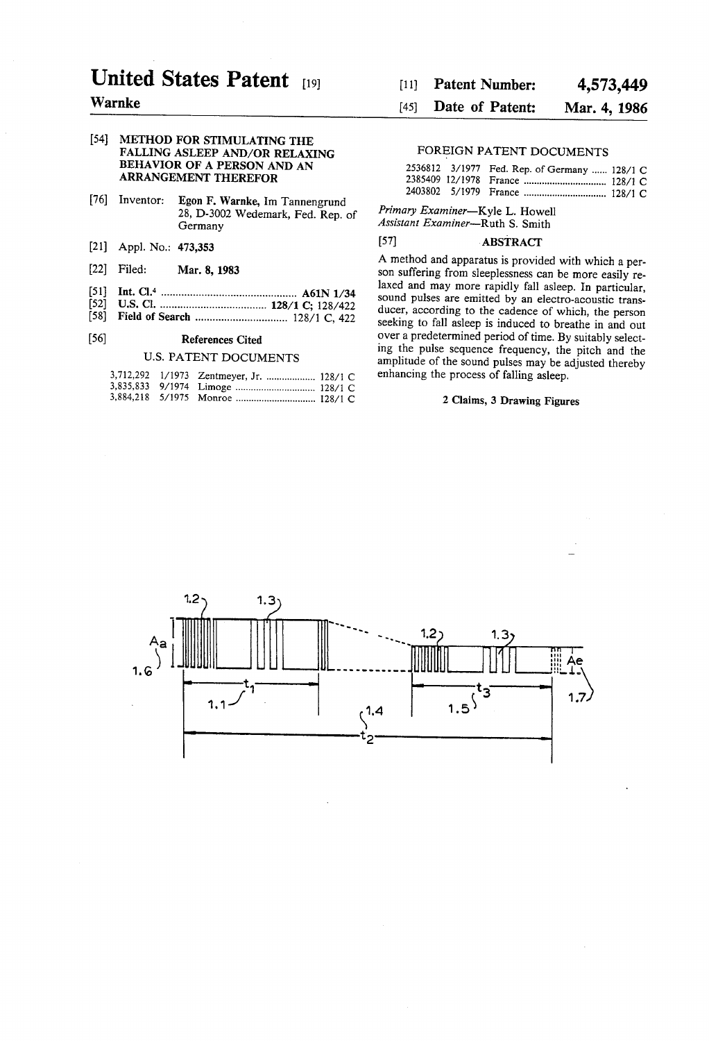# United States Patent [19]

**Warnke**

[11] **Patent Number: 4,573,449**

[45] **Date of Patent: Mar. 4, 1986**

[54] **METHOD FOR STIMULATING THE FALLING ASLEEP AND/OR RELAXING BEHAVIOR OF A PERSON AND AN ARRANGEMENT THEREFOR**

[76] Inventor: **Egon F. Warnke**, Im Tannengrund 28, D-3002 Wedemark, Fed. Rep. of Germany

[21] Appl. No.: **473,353**

[22] Filed: **Mar. 8, 1983**

[51] **Int. Cl.⁴** ............................................ **A61N 1/34**

[52] **U.S. Cl.** ................................... **128/1 C**; 128/422

[58] **Field of Search** ............................ 128/1 C, 422

[56] **References Cited**

U.S. PATENT DOCUMENTS

| | | | |
|---|---|---|---|
| 3,712,292 | 1/1973 | Zentmeyer, Jr. | 128/1 C |
| 3,835,833 | 9/1974 | Limoge | 128/1 C |
| 3,884,218 | 5/1975 | Monroe | 128/1 C |

FOREIGN PATENT DOCUMENTS

| | | | |
|---|---|---|---|
| 2536812 | 3/1977 | Fed. Rep. of Germany | 128/1 C |
| 2385409 | 12/1978 | France | 128/1 C |
| 2403802 | 5/1979 | France | 128/1 C |

*Primary Examiner*—Kyle L. Howell
*Assistant Examiner*—Ruth S. Smith

[57] **ABSTRACT**

A method and apparatus is provided with which a person suffering from sleeplessness can be more easily relaxed and may more rapidly fall asleep. In particular, sound pulses are emitted by an electro-acoustic transducer, according to the cadence of which, the person seeking to fall asleep is induced to breathe in and out over a predetermined period of time. By suitably selecting the pulse sequence frequency, the pitch and the amplitude of the sound pulses may be adjusted thereby enhancing the process of falling asleep.

**2 Claims, 3 Drawing Figures**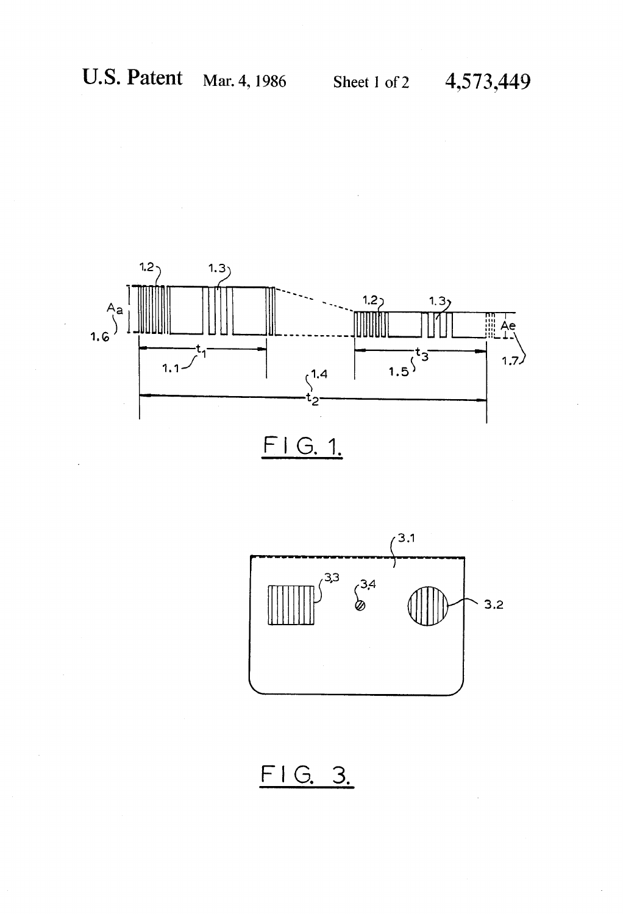FIG. 1.

FIG. 3.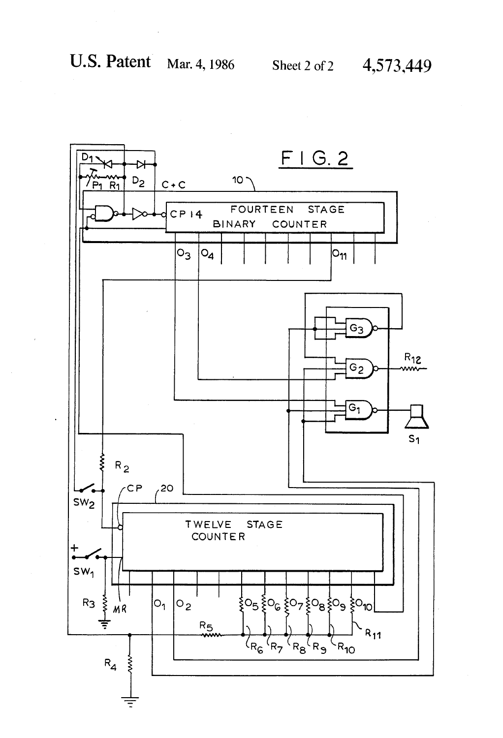FIG. 2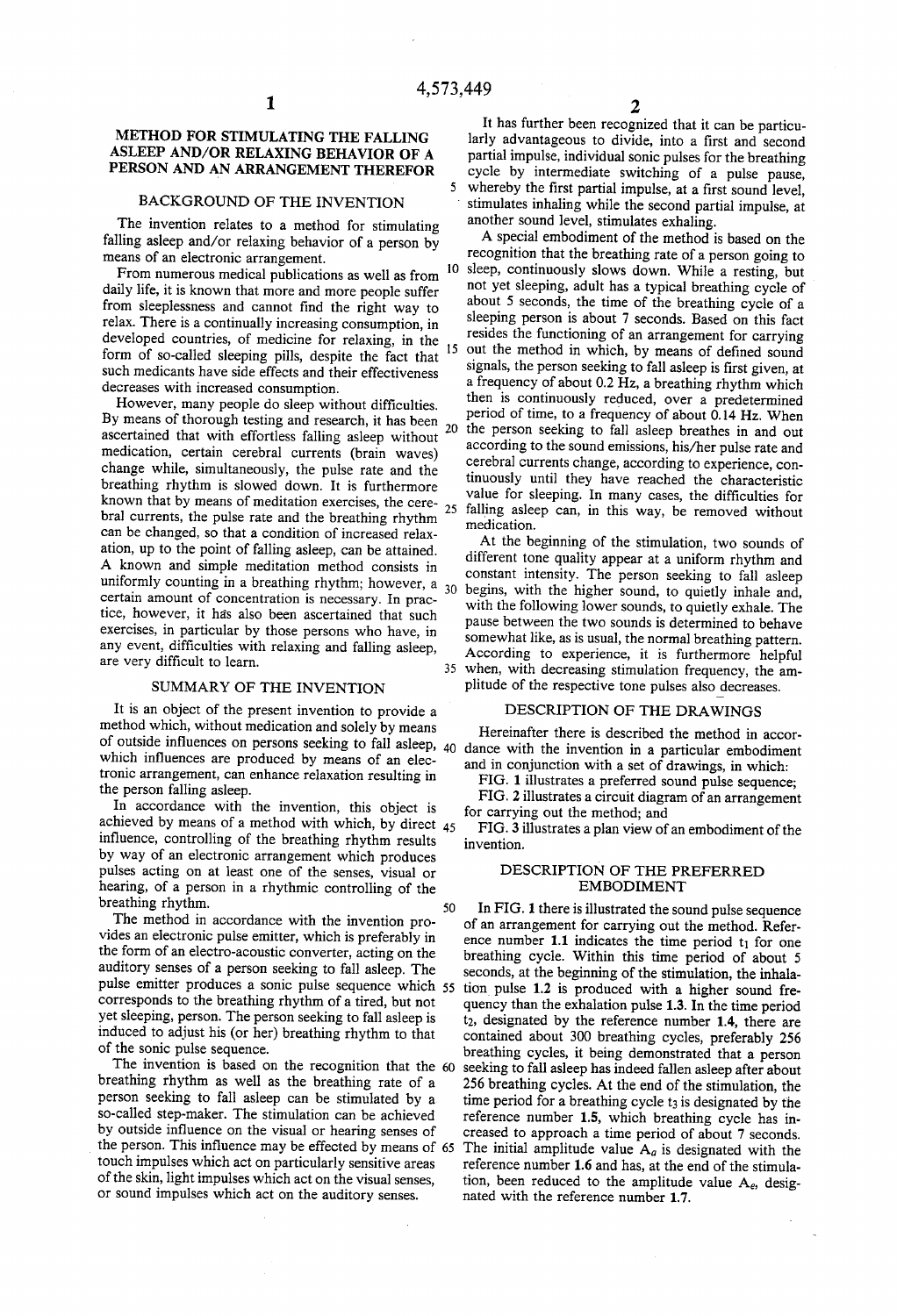# METHOD FOR STIMULATING THE FALLING ASLEEP AND/OR RELAXING BEHAVIOR OF A PERSON AND AN ARRANGEMENT THEREFOR

## BACKGROUND OF THE INVENTION

The invention relates to a method for stimulating falling asleep and/or relaxing behavior of a person by means of an electronic arrangement.

From numerous medical publications as well as from daily life, it is known that more and more people suffer from sleeplessness and cannot find the right way to relax. There is a continually increasing consumption, in developed countries, of medicine for relaxing, in the form of so-called sleeping pills, despite the fact that such medicants have side effects and their effectiveness decreases with increased consumption.

However, many people do sleep without difficulties. By means of thorough testing and research, it has been ascertained that with effortless falling asleep without medication, certain cerebral currents (brain waves) change while, simultaneously, the pulse rate and the breathing rhythm is slowed down. It is furthermore known that by means of meditation exercises, the cerebral currents, the pulse rate and the breathing rhythm can be changed, so that a condition of increased relaxation, up to the point of falling asleep, can be attained. A known and simple meditation method consists in uniformly counting in a breathing rhythm; however, a certain amount of concentration is necessary. In practice, however, it has also been ascertained that such exercises, in particular by those persons who have, in any event, difficulties with relaxing and falling asleep, are very difficult to learn.

## SUMMARY OF THE INVENTION

It is an object of the present invention to provide a method which, without medication and solely by means of outside influences on persons seeking to fall asleep, which influences are produced by means of an electronic arrangement, can enhance relaxation resulting in the person falling asleep.

In accordance with the invention, this object is achieved by means of a method with which, by direct influence, controlling of the breathing rhythm results by way of an electronic arrangement which produces pulses acting on at least one of the senses, visual or hearing, of a person in a rhythmic controlling of the breathing rhythm.

The method in accordance with the invention provides an electronic pulse emitter, which is preferably in the form of an electro-acoustic converter, acting on the auditory senses of a person seeking to fall asleep. The pulse emitter produces a sonic pulse sequence which corresponds to the breathing rhythm of a tired, but not yet sleeping, person. The person seeking to fall asleep is induced to adjust his (or her) breathing rhythm to that of the sonic pulse sequence.

The invention is based on the recognition that the breathing rhythm as well as the breathing rate of a person seeking to fall asleep can be stimulated by a so-called step-maker. The stimulation can be achieved by outside influence on the visual or hearing senses of the person. This influence may be effected by means of touch impulses which act on particularly sensitive areas of the skin, light impulses which act on the visual senses, or sound impulses which act on the auditory senses.

It has further been recognized that it can be particularly advantageous to divide, into a first and second partial impulse, individual sonic pulses for the breathing cycle by intermediate switching of a pulse pause, whereby the first partial impulse, at a first sound level, stimulates inhaling while the second partial impulse, at another sound level, stimulates exhaling.

A special embodiment of the method is based on the recognition that the breathing rate of a person going to sleep, continuously slows down. While a resting, but not yet sleeping, adult has a typical breathing cycle of about 5 seconds, the time of the breathing cycle of a sleeping person is about 7 seconds. Based on this fact resides the functioning of an arrangement for carrying out the method in which, by means of defined sound signals, the person seeking to fall asleep is first given, at a frequency of about 0.2 Hz, a breathing rhythm which then is continuously reduced, over a predetermined period of time, to a frequency of about 0.14 Hz. When the person seeking to fall asleep breathes in and out according to the sound emissions, his/her pulse rate and cerebral currents change, according to experience, continuously until they have reached the characteristic value for sleeping. In many cases, the difficulties for falling asleep can, in this way, be removed without medication.

At the beginning of the stimulation, two sounds of different tone quality appear at a uniform rhythm and constant intensity. The person seeking to fall asleep begins, with the higher sound, to quietly inhale and, with the following lower sounds, to quietly exhale. The pause between the two sounds is determined to behave somewhat like, as is usual, the normal breathing pattern. According to experience, it is furthermore helpful when, with decreasing stimulation frequency, the amplitude of the respective tone pulses also decreases.

## DESCRIPTION OF THE DRAWINGS

Hereinafter there is described the method in accordance with the invention in a particular embodiment and in conjunction with a set of drawings, in which:

FIG. 1 illustrates a preferred sound pulse sequence;

FIG. 2 illustrates a circuit diagram of an arrangement for carrying out the method; and

FIG. 3 illustrates a plan view of an embodiment of the invention.

## DESCRIPTION OF THE PREFERRED EMBODIMENT

In FIG. 1 there is illustrated the sound pulse sequence of an arrangement for carrying out the method. Reference number **1.1** indicates the time period $t_1$ for one breathing cycle. Within this time period of about 5 seconds, at the beginning of the stimulation, the inhalation pulse **1.2** is produced with a higher sound frequency than the exhalation pulse **1.3**. In the time period $t_2$, designated by the reference number **1.4**, there are contained about 300 breathing cycles, preferably 256 breathing cycles, it being demonstrated that a person seeking to fall asleep has indeed fallen asleep after about 256 breathing cycles. At the end of the stimulation, the time period for a breathing cycle $t_3$ is designated by the reference number **1.5**, which breathing cycle has increased to approach a time period of about 7 seconds. The initial amplitude value $A_a$ is designated with the reference number **1.6** and has, at the end of the stimulation, been reduced to the amplitude value $A_e$, designated with the reference number **1.7**.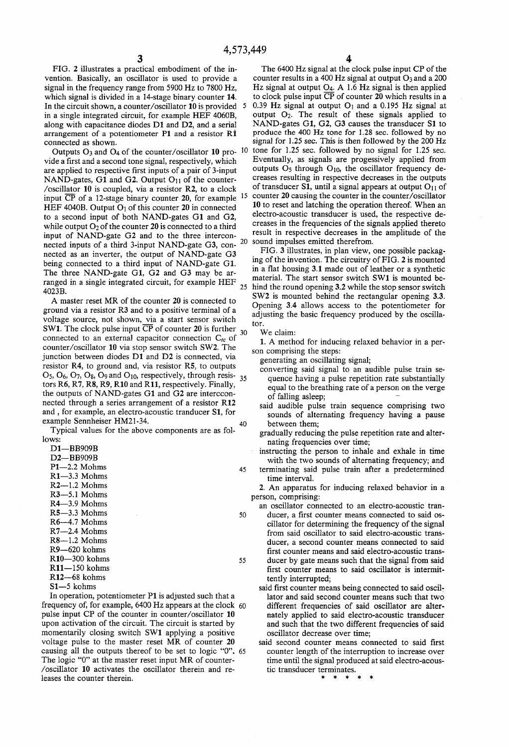FIG. 2 illustrates a practical embodiment of the invention. Basically, an oscillator is used to provide a signal in the frequency range from 5900 Hz to 7800 Hz, which signal is divided in a 14-stage binary counter **14**. In the circuit shown, a counter/oscillator **10** is provided in a single integrated circuit, for example HEF 4060B, along with capacitance diodes D1 and D2, and a serial arrangement of a potentiometer P1 and a resistor R1 connected as shown.

Outputs $O_3$ and $O_4$ of the counter/oscillator **10** provide a first and a second tone signal, respectively, which are applied to respective first inputs of a pair of 3-input NAND-gates, G1 and G2. Output $O_{11}$ of the counter/oscillator **10** is coupled, via a resistor R2, to a clock input $\overline{CP}$ of a 12-stage binary counter **20**, for example HEF 4040B. Output $O_1$ of this counter **20** in connected to a second input of both NAND-gates G1 and G2, while output $O_2$ of the counter **20** is connected to a third input of NAND-gate G2 and to the three interconnected inputs of a third 3-input NAND-gate G3, connected as an inverter, the output of NAND-gate G3 being connected to a third input of NAND-gate G1. The three NAND-gate G1, G2 and G3 may be arranged in a single integrated circuit, for example HEF 4023B.

A master reset MR of the counter **20** is connected to ground via a resistor R3 and to a positive terminal of a voltage source, not shown, via a start sensor switch SW1. The clock pulse input $\overline{CP}$ of counter **20** is further connected to an external capacitor connection $C_{tc}$ of counter/oscillator **10** via stop sensor switch SW2. The junction between diodes D1 and D2 is connected, via resistor R4, to ground and, via resistor R5, to outputs $O_5$, $O_6$, $O_7$, $O_8$, $O_9$ and $O_{10}$, respectively, through resistors R6, R7, R8, R9, R10 and R11, respectively. Finally, the outputs of NAND-gates G1 and G2 are interconnected through a series arrangement of a resistor R12 and , for example, an electro-acoustic tranducer S1, for example Sennheiser HM21-34.

Typical values for the above components are as follows:

D1—BB909B
D2—BB909B
P1—2.2 Mohms
R1—3.3 Mohms
R2—1.2 Mohms
R3—5.1 Mohms
R4—3.9 Mohms
R5—3.3 Mohms
R6—4.7 Mohms
R7—2.4 Mohms
R8—1.2 Mohms
R9—620 kohms
R10—300 kohms
R11—150 kohms
R12—68 kohms
S1—5 kohms

In operation, potentiometer P1 is adjusted such that a frequency of, for example, 6400 Hz appears at the clock pulse input CP of the counter in counter/oscillator **10** upon activation of the circuit. The circuit is started by momentarily closing switch SW1 applying a positive voltage pulse to the master reset MR of counter **20** causing all the outputs thereof to be set to logic "0". The logic "0" at the master reset input MR of counter/oscillator **10** activates the oscillator therein and releases the counter therein.

The 6400 Hz signal at the clock pulse input CP of the counter results in a 400 Hz signal at output $O_3$ and a 200 Hz signal at output $\underline{O_4}$. A 1.6 Hz signal is then applied to clock pulse input $\overline{CP}$ of counter **20** which results in a 0.39 Hz signal at output $O_1$ and a 0.195 Hz signal at output $O_2$. The result of these signals applied to NAND-gates G1, G2, G3 causes the transducer S1 to produce the 400 Hz tone for 1.28 sec. followed by no signal for 1.25 sec. This is then followed by the 200 Hz tone for 1.25 sec. followed by no signal for 1.25 sec. Eventually, as signals are progessively applied from outputs $O_5$ through $O_{10}$, the oscillator frequency decreases resulting in respective decreases in the outputs of transducer S1, until a signal appears at output $O_{11}$ of counter **20** causing the counter in the counter/oscillator **10** to reset and latching the operation thereof. When an electro-acoustic transducer is used, the respective decreases in the frequencies of the signals applied thereto result in respective decreases in the amplitude of the sound impulses emitted therefrom.

FIG. 3 illustrates, in plan view, one possible packaging of the invention. The circuitry of FIG. 2 is mounted in a flat housing **3.1** made out of leather or a synthetic material. The start sensor switch SW1 is mounted behind the round opening **3.2** while the stop sensor switch SW2 is mounted behind the rectangular opening **3.3**. Opening **3.4** allows access to the potentiometer for adjusting the basic frequency produced by the oscillator.

We claim:

1. A method for inducing relaxed behavior in a person comprising the steps:
   - generating an oscillating signal;
   - converting said signal to an audible pulse train sequence having a pulse repetition rate substantially equal to the breathing rate of a person on the verge of falling asleep;
   - said audible pulse train sequence comprising two sounds of alternating frequency having a pause between them;
   - gradually reducing the pulse repetition rate and alternating frequencies over time;
   - instructing the person to inhale and exhale in time with the two sounds of alternating frequency; and
   - terminating said pulse train after a predetermined time interval.

2. An apparatus for inducing relaxed behavior in a person, comprising:
   - an oscillator connected to an electro-acoustic tranducer, a first counter means connected to said oscillator for determining the frequency of the signal from said oscillator to said electro-acoustic transducer, a second counter means connected to said first counter means and said electro-acoustic transducer by gate means such that the signal from said first counter means to said oscillator is intermittently interrupted;
   - said first counter means being connected to said oscillator and said second counter means such that two different frequencies of said oscillator are alternately applied to said electro-acoustic transducer and such that the two different frequencies of said oscillator decrease over time;
   - said second counter means connected to said first counter length of the interruption to increase over time until the signal produced at said electro-acoustic transducer terminates.

\* \* \* \* \*